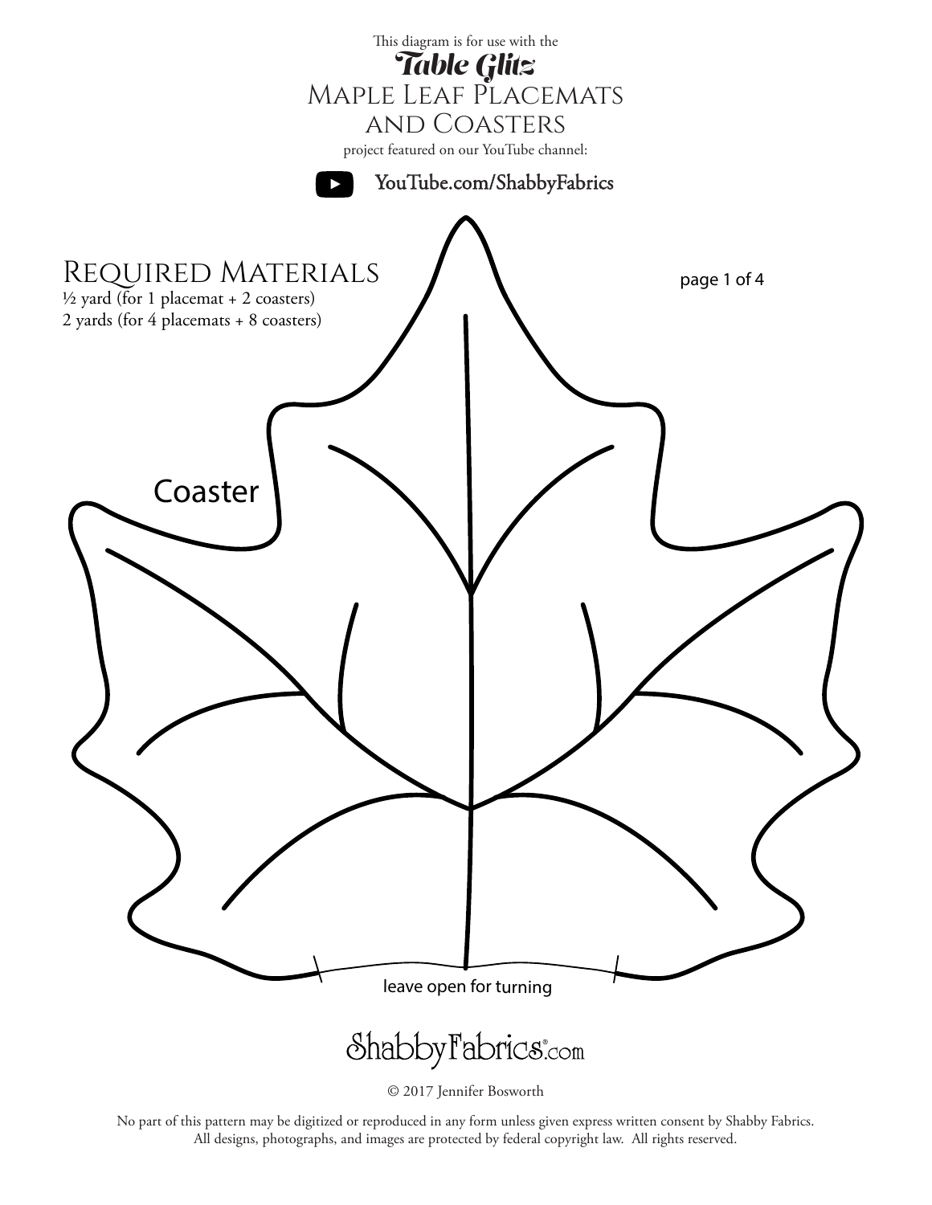This diagram is for use with the

# *Table Glitz* Maple Leaf Placemats and Coasters

project featured on our YouTube channel:

YouTube.com/ShabbyFabrics

## Required Materials

½ yard (for 1 placemat + 2 coasters)
2 yards (for 4 placemats + 8 coasters)

Coaster

leave open for turning

ShabbyFabrics.com

© 2017 Jennifer Bosworth

No part of this pattern may be digitized or reproduced in any form unless given express written consent by Shabby Fabrics. All designs, photographs, and images are protected by federal copyright law. All rights reserved.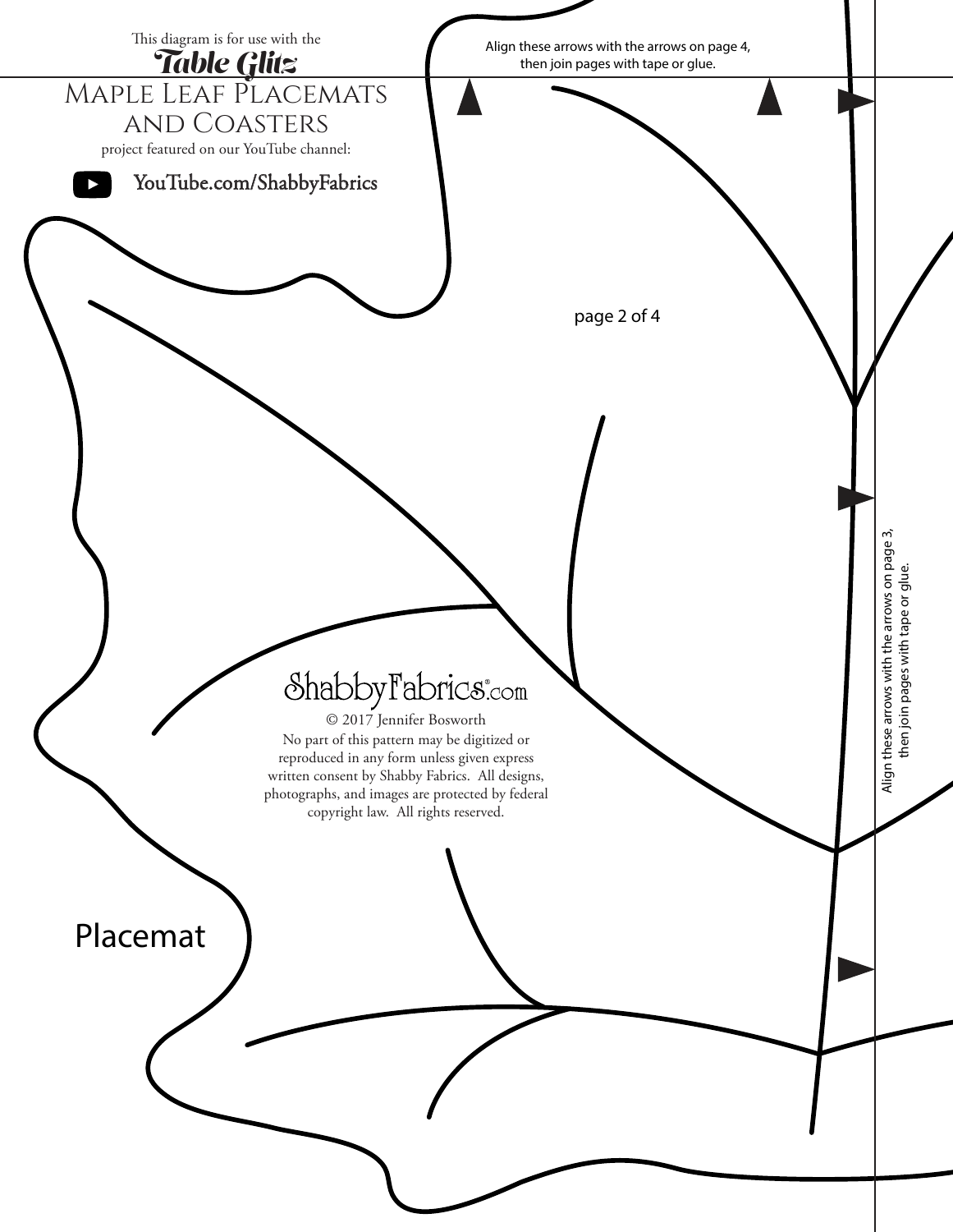This diagram is for use with the

**Table Glitz**

# Maple Leaf Placemats and Coasters

project featured on our YouTube channel:

YouTube.com/ShabbyFabrics

Align these arrows with the arrows on page 4, then join pages with tape or glue.

ShabbyFabrics.com

© 2017 Jennifer Bosworth
No part of this pattern may be digitized or reproduced in any form unless given express written consent by Shabby Fabrics. All designs, photographs, and images are protected by federal copyright law. All rights reserved.

Align these arrows with the arrows on page 3, then join pages with tape or glue.

Placemat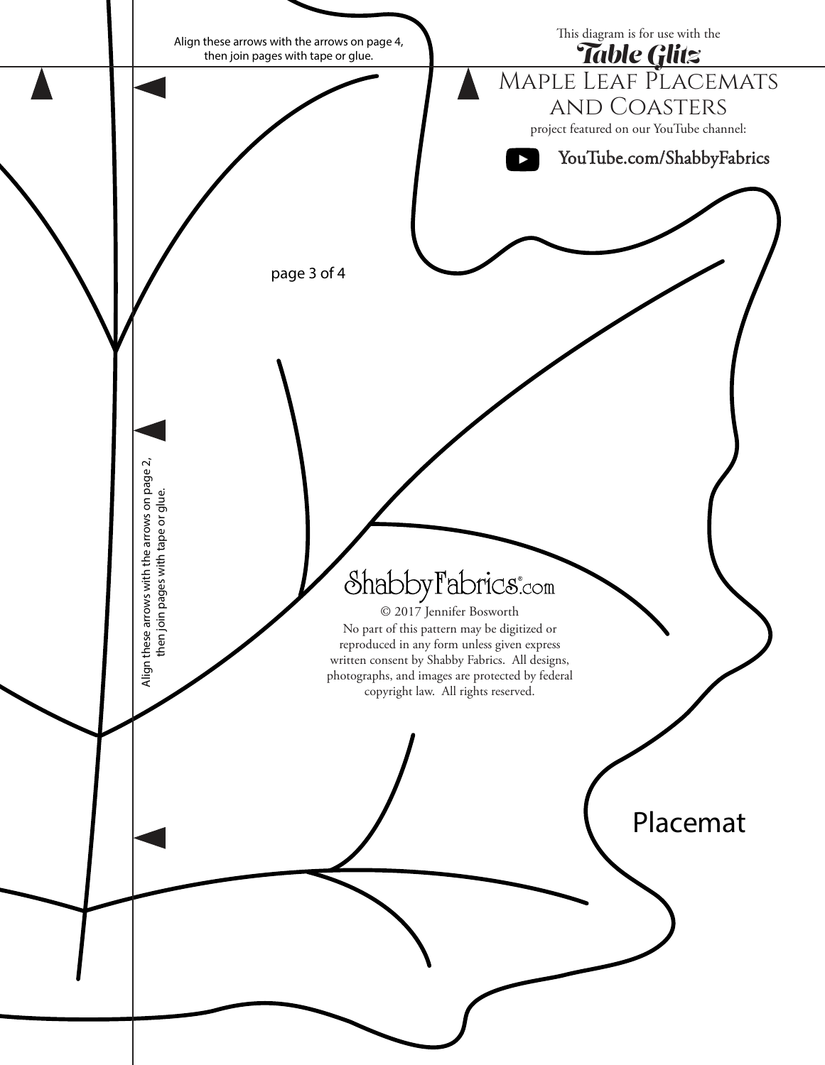Align these arrows with the arrows on page 4, then join pages with tape or glue.

This diagram is for use with the

**Table Glitz**

# Maple Leaf Placemats and Coasters

project featured on our YouTube channel:

YouTube.com/ShabbyFabrics

Align these arrows with the arrows on page 2, then join pages with tape or glue.

ShabbyFabrics.com

© 2017 Jennifer Bosworth

No part of this pattern may be digitized or reproduced in any form unless given express written consent by Shabby Fabrics. All designs, photographs, and images are protected by federal copyright law. All rights reserved.

Placemat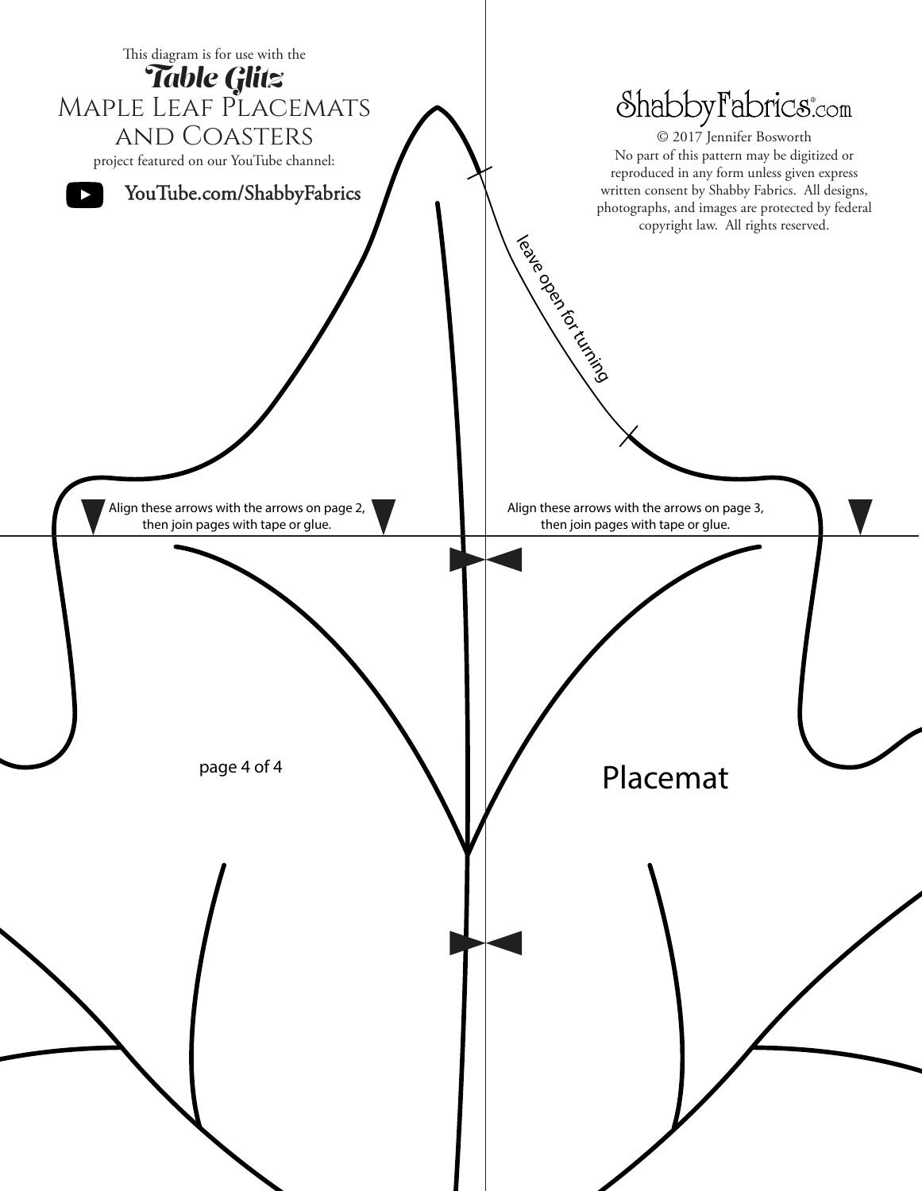This diagram is for use with the

**Table Glitz**

# Maple Leaf Placemats and Coasters

project featured on our YouTube channel:

YouTube.com/ShabbyFabrics

ShabbyFabrics.com

© 2017 Jennifer Bosworth
No part of this pattern may be digitized or reproduced in any form unless given express written consent by Shabby Fabrics. All designs, photographs, and images are protected by federal copyright law. All rights reserved.

leave open for turning

Align these arrows with the arrows on page 2, then join pages with tape or glue.

Align these arrows with the arrows on page 3, then join pages with tape or glue.

Placemat